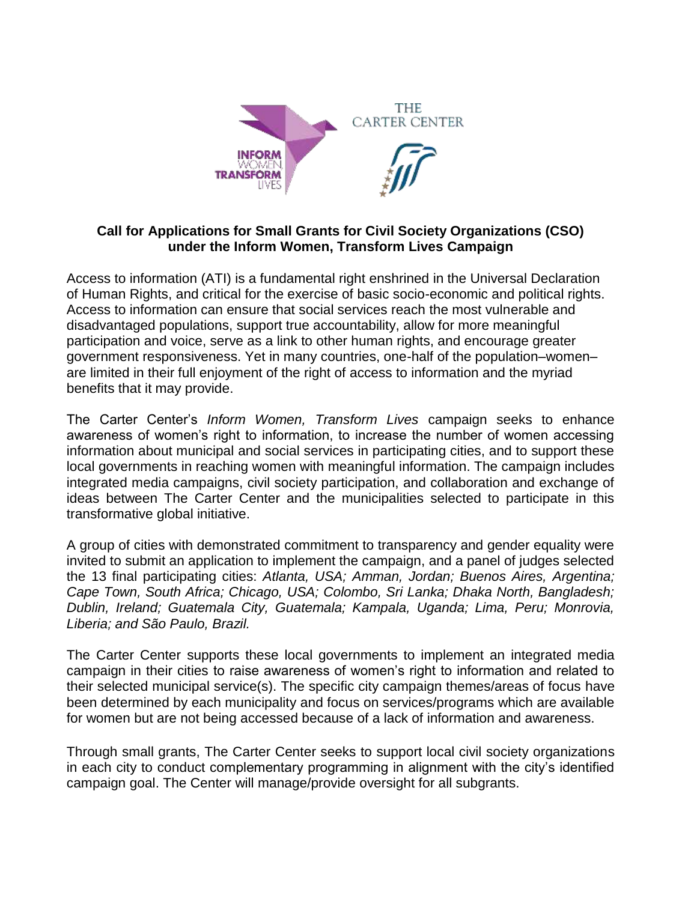## Call for Applications for Small Grants for Civil Society Organizations (CSO) under the Inform Women, Transform Lives Campaign

Access to information (ATI) is a fundamental right enshrined in the Universal Declaration of Human Rights, and critical for the exercise of basic socio-economic and political rights. Access to information can ensure that social services reach the most vulnerable and disadvantaged populations, support true accountability, allow for more meaningful participation and voice, serve as a link to other human rights, and encourage greater government responsiveness. Yet in many countries, one-half of the population–women–are limited in their full enjoyment of the right of access to information and the myriad benefits that it may provide.

The Carter Center's *Inform Women, Transform Lives* campaign seeks to enhance awareness of women's right to information, to increase the number of women accessing information about municipal and social services in participating cities, and to support these local governments in reaching women with meaningful information. The campaign includes integrated media campaigns, civil society participation, and collaboration and exchange of ideas between The Carter Center and the municipalities selected to participate in this transformative global initiative.

A group of cities with demonstrated commitment to transparency and gender equality were invited to submit an application to implement the campaign, and a panel of judges selected the 13 final participating cities: *Atlanta, USA; Amman, Jordan; Buenos Aires, Argentina; Cape Town, South Africa; Chicago, USA; Colombo, Sri Lanka; Dhaka North, Bangladesh; Dublin, Ireland; Guatemala City, Guatemala; Kampala, Uganda; Lima, Peru; Monrovia, Liberia; and São Paulo, Brazil.*

The Carter Center supports these local governments to implement an integrated media campaign in their cities to raise awareness of women's right to information and related to their selected municipal service(s). The specific city campaign themes/areas of focus have been determined by each municipality and focus on services/programs which are available for women but are not being accessed because of a lack of information and awareness.

Through small grants, The Carter Center seeks to support local civil society organizations in each city to conduct complementary programming in alignment with the city's identified campaign goal. The Center will manage/provide oversight for all subgrants.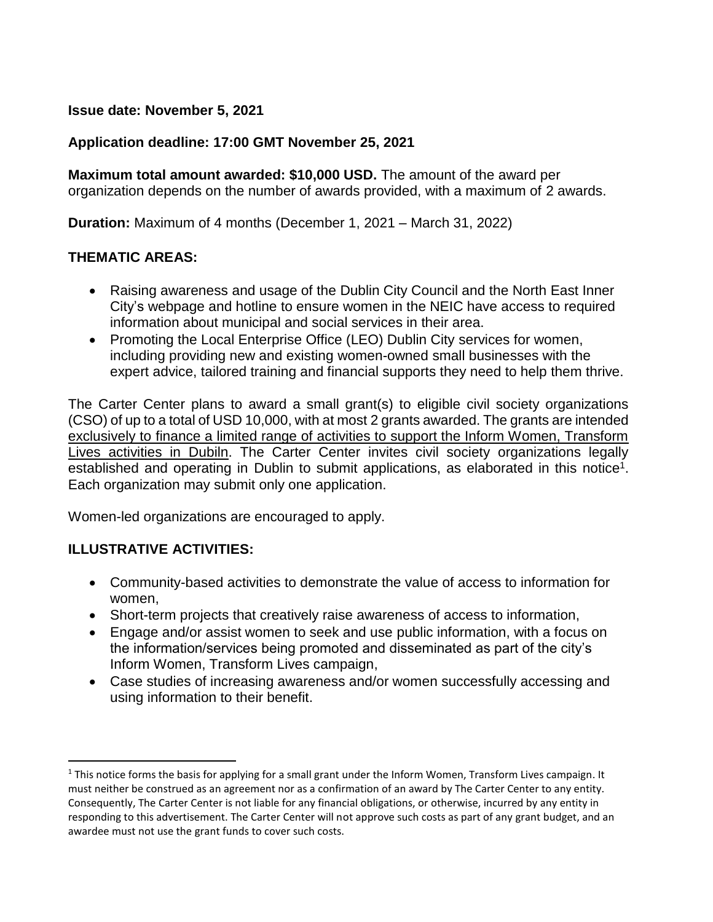**Issue date: November 5, 2021**

**Application deadline: 17:00 GMT November 25, 2021**

**Maximum total amount awarded: $10,000 USD.** The amount of the award per organization depends on the number of awards provided, with a maximum of 2 awards.

**Duration:** Maximum of 4 months (December 1, 2021 – March 31, 2022)

## THEMATIC AREAS:

- Raising awareness and usage of the Dublin City Council and the North East Inner City's webpage and hotline to ensure women in the NEIC have access to required information about municipal and social services in their area.
- Promoting the Local Enterprise Office (LEO) Dublin City services for women, including providing new and existing women-owned small businesses with the expert advice, tailored training and financial supports they need to help them thrive.

The Carter Center plans to award a small grant(s) to eligible civil society organizations (CSO) of up to a total of USD 10,000, with at most 2 grants awarded. The grants are intended exclusively to finance a limited range of activities to support the Inform Women, Transform Lives activities in Dubiln. The Carter Center invites civil society organizations legally established and operating in Dublin to submit applications, as elaborated in this notice[1]. Each organization may submit only one application.

Women-led organizations are encouraged to apply.

## ILLUSTRATIVE ACTIVITIES:

- Community-based activities to demonstrate the value of access to information for women,
- Short-term projects that creatively raise awareness of access to information,
- Engage and/or assist women to seek and use public information, with a focus on the information/services being promoted and disseminated as part of the city's Inform Women, Transform Lives campaign,
- Case studies of increasing awareness and/or women successfully accessing and using information to their benefit.

[1] This notice forms the basis for applying for a small grant under the Inform Women, Transform Lives campaign. It must neither be construed as an agreement nor as a confirmation of an award by The Carter Center to any entity. Consequently, The Carter Center is not liable for any financial obligations, or otherwise, incurred by any entity in responding to this advertisement. The Carter Center will not approve such costs as part of any grant budget, and an awardee must not use the grant funds to cover such costs.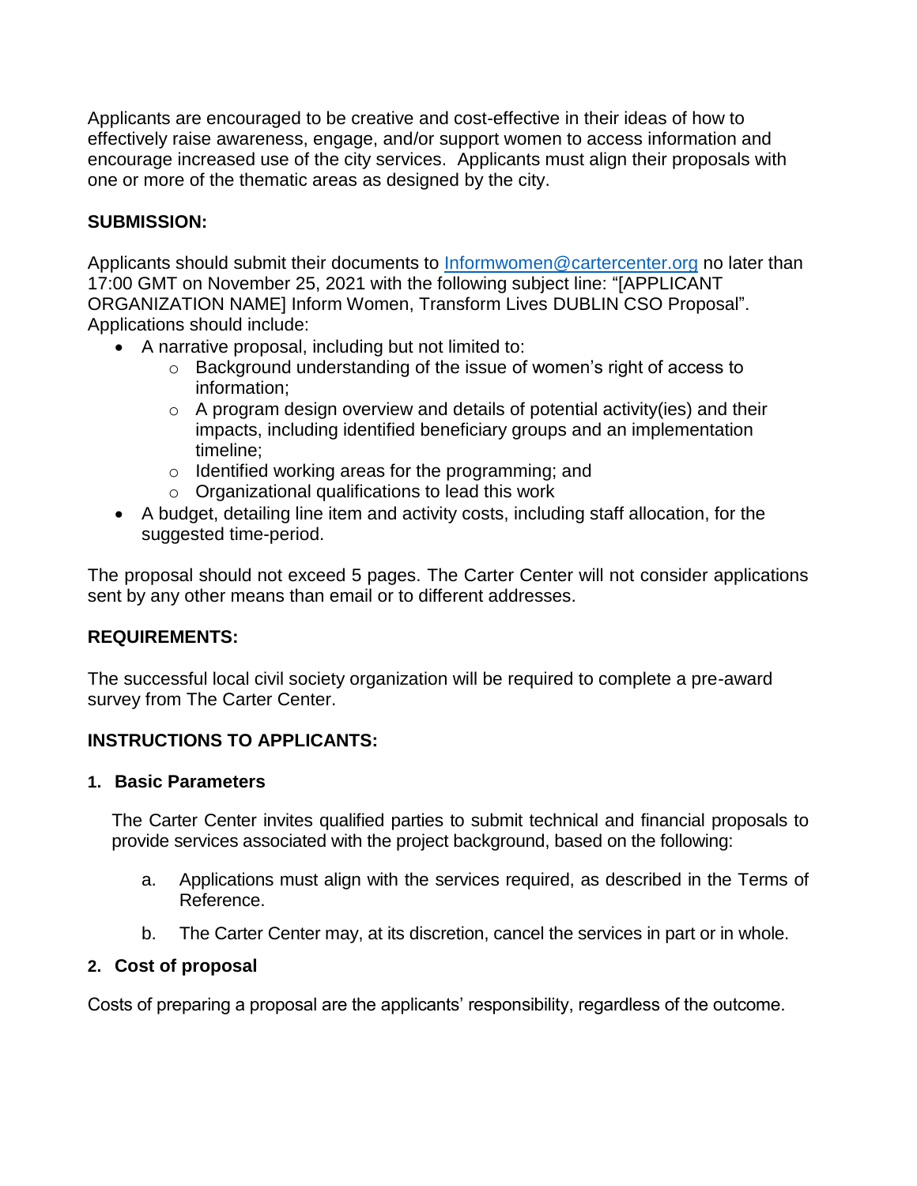Applicants are encouraged to be creative and cost-effective in their ideas of how to effectively raise awareness, engage, and/or support women to access information and encourage increased use of the city services. Applicants must align their proposals with one or more of the thematic areas as designed by the city.

**SUBMISSION:**

Applicants should submit their documents to Informwomen@cartercenter.org no later than 17:00 GMT on November 25, 2021 with the following subject line: "[APPLICANT ORGANIZATION NAME] Inform Women, Transform Lives DUBLIN CSO Proposal". Applications should include:

- A narrative proposal, including but not limited to:
  - Background understanding of the issue of women's right of access to information;
  - A program design overview and details of potential activity(ies) and their impacts, including identified beneficiary groups and an implementation timeline;
  - Identified working areas for the programming; and
  - Organizational qualifications to lead this work
- A budget, detailing line item and activity costs, including staff allocation, for the suggested time-period.

The proposal should not exceed 5 pages. The Carter Center will not consider applications sent by any other means than email or to different addresses.

**REQUIREMENTS:**

The successful local civil society organization will be required to complete a pre-award survey from The Carter Center.

**INSTRUCTIONS TO APPLICANTS:**

**1. Basic Parameters**

The Carter Center invites qualified parties to submit technical and financial proposals to provide services associated with the project background, based on the following:

a. Applications must align with the services required, as described in the Terms of Reference.

b. The Carter Center may, at its discretion, cancel the services in part or in whole.

**2. Cost of proposal**

Costs of preparing a proposal are the applicants' responsibility, regardless of the outcome.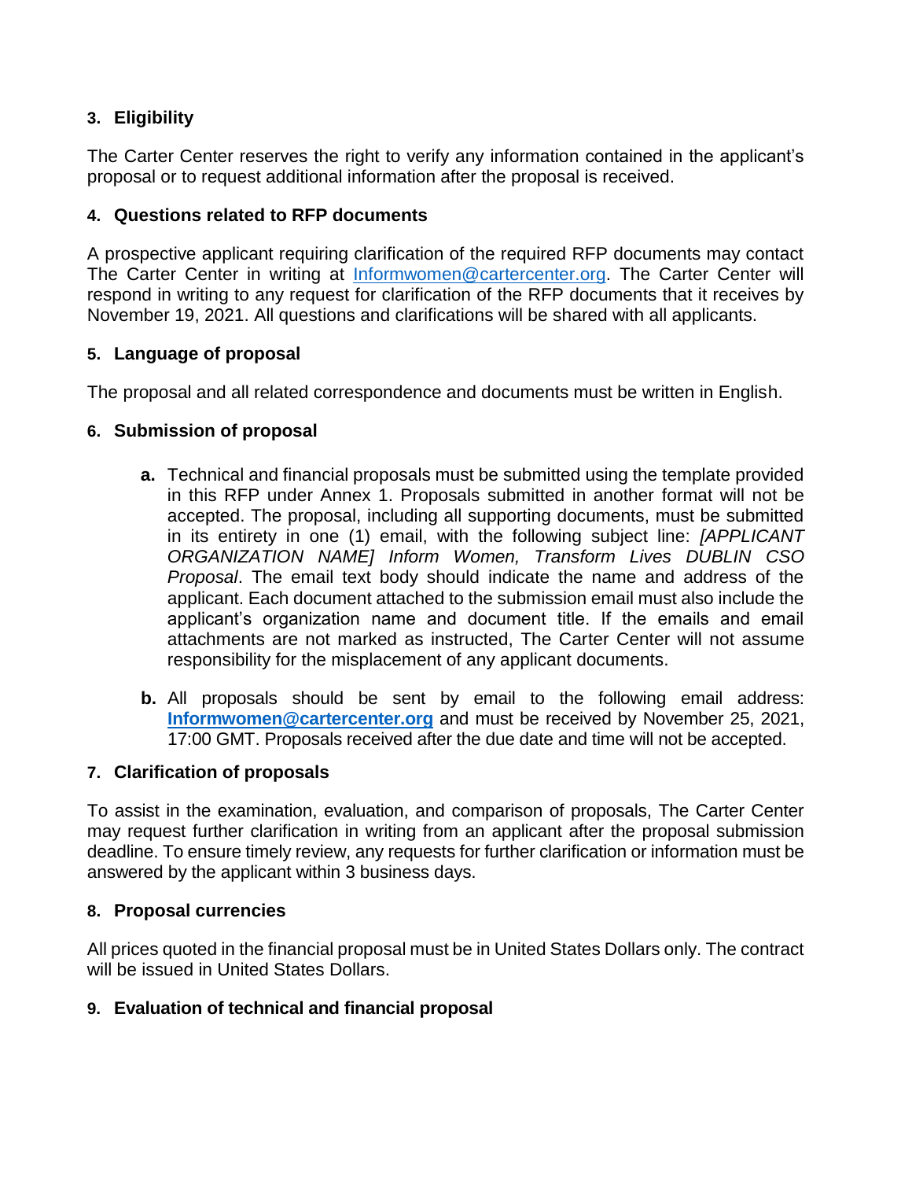## 3. Eligibility

The Carter Center reserves the right to verify any information contained in the applicant's proposal or to request additional information after the proposal is received.

## 4. Questions related to RFP documents

A prospective applicant requiring clarification of the required RFP documents may contact The Carter Center in writing at Informwomen@cartercenter.org. The Carter Center will respond in writing to any request for clarification of the RFP documents that it receives by November 19, 2021. All questions and clarifications will be shared with all applicants.

## 5. Language of proposal

The proposal and all related correspondence and documents must be written in English.

## 6. Submission of proposal

**a.** Technical and financial proposals must be submitted using the template provided in this RFP under Annex 1. Proposals submitted in another format will not be accepted. The proposal, including all supporting documents, must be submitted in its entirety in one (1) email, with the following subject line: *[APPLICANT ORGANIZATION NAME] Inform Women, Transform Lives DUBLIN CSO Proposal*. The email text body should indicate the name and address of the applicant. Each document attached to the submission email must also include the applicant's organization name and document title. If the emails and email attachments are not marked as instructed, The Carter Center will not assume responsibility for the misplacement of any applicant documents.

**b.** All proposals should be sent by email to the following email address: **Informwomen@cartercenter.org** and must be received by November 25, 2021, 17:00 GMT. Proposals received after the due date and time will not be accepted.

## 7. Clarification of proposals

To assist in the examination, evaluation, and comparison of proposals, The Carter Center may request further clarification in writing from an applicant after the proposal submission deadline. To ensure timely review, any requests for further clarification or information must be answered by the applicant within 3 business days.

## 8. Proposal currencies

All prices quoted in the financial proposal must be in United States Dollars only. The contract will be issued in United States Dollars.

## 9. Evaluation of technical and financial proposal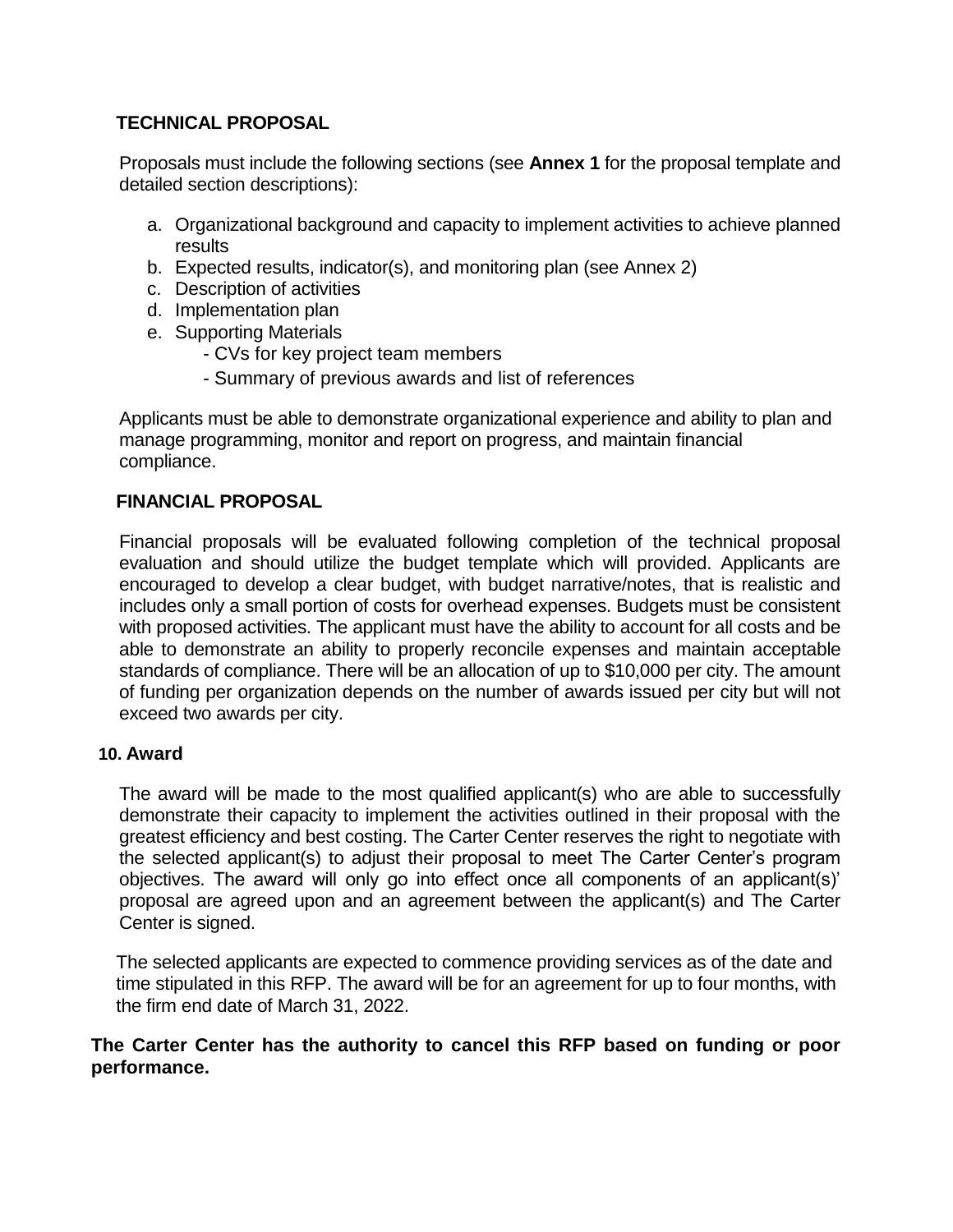### TECHNICAL PROPOSAL

Proposals must include the following sections (see **Annex 1** for the proposal template and detailed section descriptions):

a. Organizational background and capacity to implement activities to achieve planned results
b. Expected results, indicator(s), and monitoring plan (see Annex 2)
c. Description of activities
d. Implementation plan
e. Supporting Materials
    - CVs for key project team members
    - Summary of previous awards and list of references

Applicants must be able to demonstrate organizational experience and ability to plan and manage programming, monitor and report on progress, and maintain financial compliance.

### FINANCIAL PROPOSAL

Financial proposals will be evaluated following completion of the technical proposal evaluation and should utilize the budget template which will provided. Applicants are encouraged to develop a clear budget, with budget narrative/notes, that is realistic and includes only a small portion of costs for overhead expenses. Budgets must be consistent with proposed activities. The applicant must have the ability to account for all costs and be able to demonstrate an ability to properly reconcile expenses and maintain acceptable standards of compliance. There will be an allocation of up to $10,000 per city. The amount of funding per organization depends on the number of awards issued per city but will not exceed two awards per city.

## 10. Award

The award will be made to the most qualified applicant(s) who are able to successfully demonstrate their capacity to implement the activities outlined in their proposal with the greatest efficiency and best costing. The Carter Center reserves the right to negotiate with the selected applicant(s) to adjust their proposal to meet The Carter Center's program objectives. The award will only go into effect once all components of an applicant(s)' proposal are agreed upon and an agreement between the applicant(s) and The Carter Center is signed.

The selected applicants are expected to commence providing services as of the date and time stipulated in this RFP. The award will be for an agreement for up to four months, with the firm end date of March 31, 2022.

**The Carter Center has the authority to cancel this RFP based on funding or poor performance.**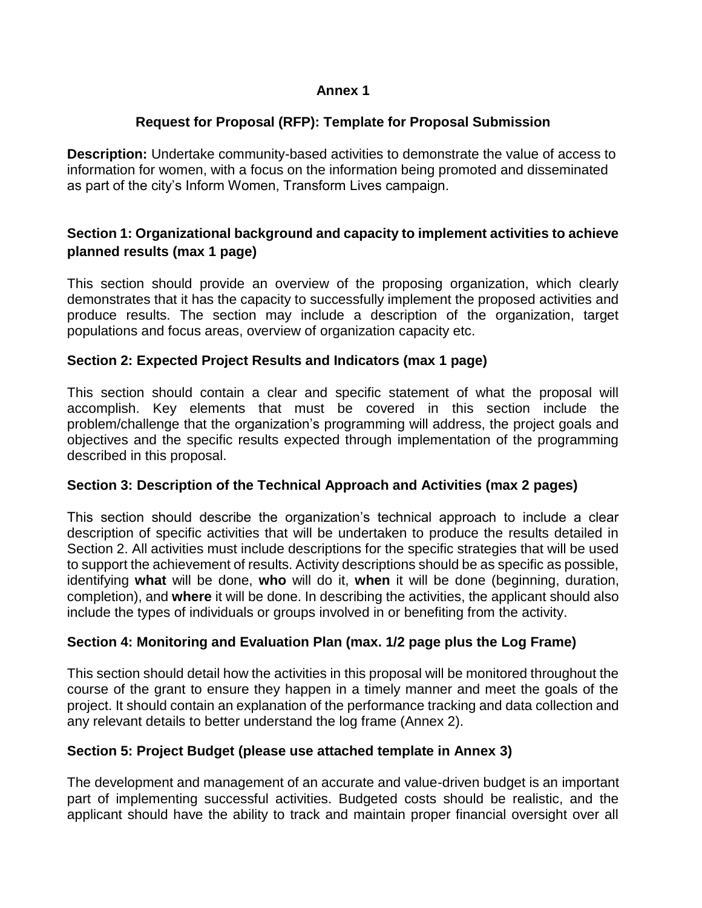**Annex 1**

**Request for Proposal (RFP): Template for Proposal Submission**

**Description:** Undertake community-based activities to demonstrate the value of access to information for women, with a focus on the information being promoted and disseminated as part of the city's Inform Women, Transform Lives campaign.

### Section 1: Organizational background and capacity to implement activities to achieve planned results (max 1 page)

This section should provide an overview of the proposing organization, which clearly demonstrates that it has the capacity to successfully implement the proposed activities and produce results. The section may include a description of the organization, target populations and focus areas, overview of organization capacity etc.

### Section 2: Expected Project Results and Indicators (max 1 page)

This section should contain a clear and specific statement of what the proposal will accomplish. Key elements that must be covered in this section include the problem/challenge that the organization's programming will address, the project goals and objectives and the specific results expected through implementation of the programming described in this proposal.

### Section 3: Description of the Technical Approach and Activities (max 2 pages)

This section should describe the organization's technical approach to include a clear description of specific activities that will be undertaken to produce the results detailed in Section 2. All activities must include descriptions for the specific strategies that will be used to support the achievement of results. Activity descriptions should be as specific as possible, identifying **what** will be done, **who** will do it, **when** it will be done (beginning, duration, completion), and **where** it will be done. In describing the activities, the applicant should also include the types of individuals or groups involved in or benefiting from the activity.

### Section 4: Monitoring and Evaluation Plan (max. 1/2 page plus the Log Frame)

This section should detail how the activities in this proposal will be monitored throughout the course of the grant to ensure they happen in a timely manner and meet the goals of the project. It should contain an explanation of the performance tracking and data collection and any relevant details to better understand the log frame (Annex 2).

### Section 5: Project Budget (please use attached template in Annex 3)

The development and management of an accurate and value-driven budget is an important part of implementing successful activities. Budgeted costs should be realistic, and the applicant should have the ability to track and maintain proper financial oversight over all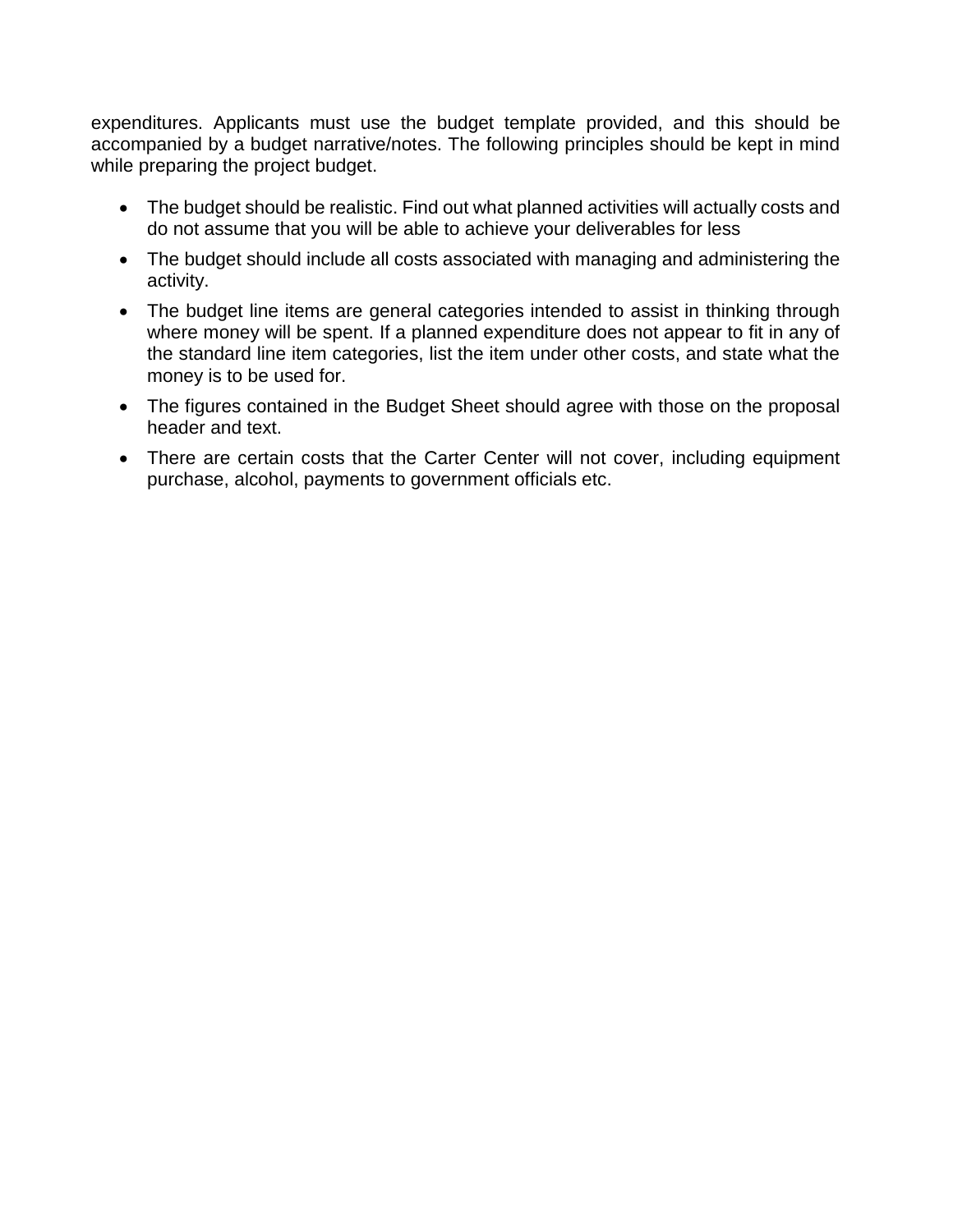expenditures. Applicants must use the budget template provided, and this should be accompanied by a budget narrative/notes. The following principles should be kept in mind while preparing the project budget.

- The budget should be realistic. Find out what planned activities will actually costs and do not assume that you will be able to achieve your deliverables for less
- The budget should include all costs associated with managing and administering the activity.
- The budget line items are general categories intended to assist in thinking through where money will be spent. If a planned expenditure does not appear to fit in any of the standard line item categories, list the item under other costs, and state what the money is to be used for.
- The figures contained in the Budget Sheet should agree with those on the proposal header and text.
- There are certain costs that the Carter Center will not cover, including equipment purchase, alcohol, payments to government officials etc.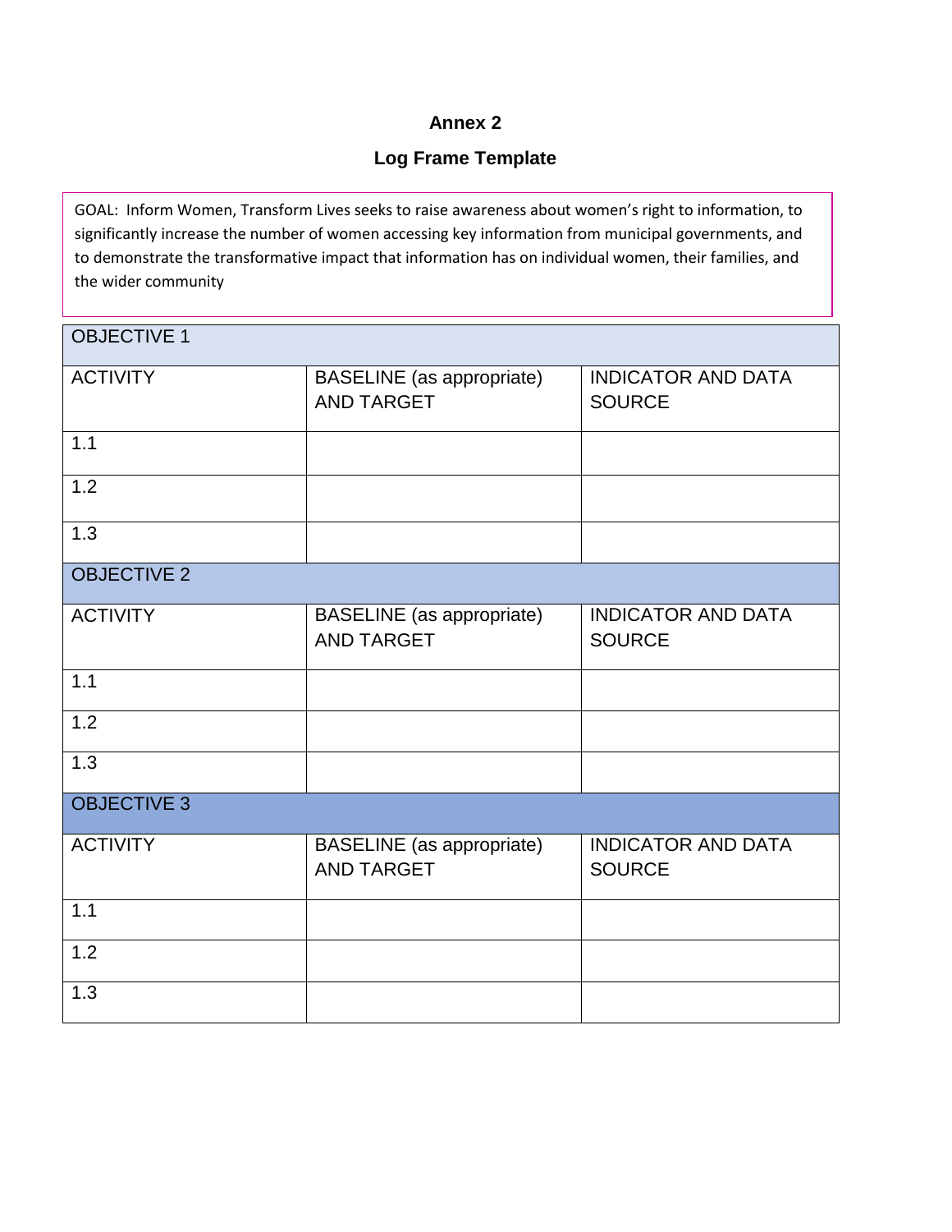**Annex 2**

**Log Frame Template**

GOAL: Inform Women, Transform Lives seeks to raise awareness about women's right to information, to significantly increase the number of women accessing key information from municipal governments, and to demonstrate the transformative impact that information has on individual women, their families, and the wider community

| OBJECTIVE 1 | | |
|---|---|---|
| ACTIVITY | BASELINE (as appropriate) AND TARGET | INDICATOR AND DATA SOURCE |
| 1.1 | | |
| 1.2 | | |
| 1.3 | | |
| OBJECTIVE 2 | | |
| ACTIVITY | BASELINE (as appropriate) AND TARGET | INDICATOR AND DATA SOURCE |
| 1.1 | | |
| 1.2 | | |
| 1.3 | | |
| OBJECTIVE 3 | | |
| ACTIVITY | BASELINE (as appropriate) AND TARGET | INDICATOR AND DATA SOURCE |
| 1.1 | | |
| 1.2 | | |
| 1.3 | | |